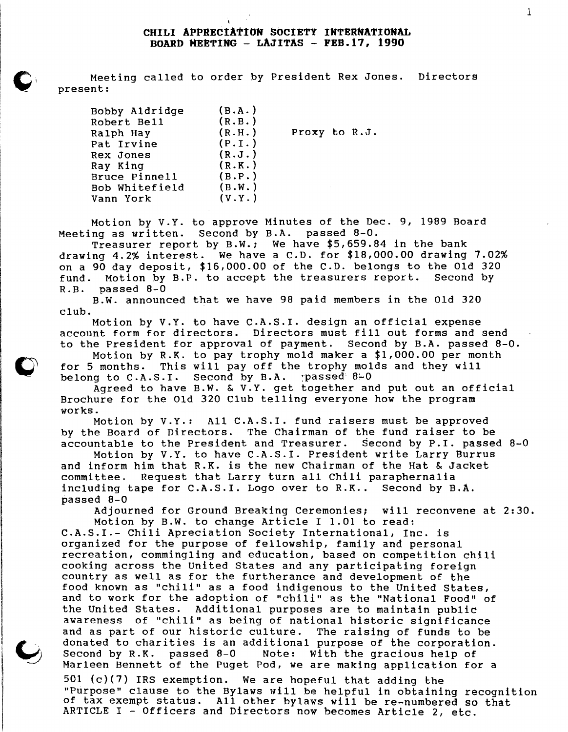# CHILI APPRECIATION SOCIETY INTERNATIONAL
## BOARD MEETING - LAJITAS - FEB.17, 1990

Meeting called to order by President Rex Jones. Directors present:

| | | |
|---|---|---|
| Bobby Aldridge | (B.A.) | |
| Robert Bell | (R.B.) | |
| Ralph Hay | (R.H.) | Proxy to R.J. |
| Pat Irvine | (P.I.) | |
| Rex Jones | (R.J.) | |
| Ray King | (R.K.) | |
| Bruce Pinnell | (B.P.) | |
| Bob Whitefield | (B.W.) | |
| Vann York | (V.Y.) | |

Motion by V.Y. to approve Minutes of the Dec. 9, 1989 Board Meeting as written. Second by B.A. passed 8-0.

Treasurer report by B.W.; We have $5,659.84 in the bank drawing 4.2% interest. We have a C.D. for $18,000.00 drawing 7.02% on a 90 day deposit, $16,000.00 of the C.D. belongs to the Old 320 fund. Motion by B.P. to accept the treasurers report. Second by R.B. passed 8-0

B.W. announced that we have 98 paid members in the Old 320 club.

Motion by V.Y. to have C.A.S.I. design an official expense account form for directors. Directors must fill out forms and send to the President for approval of payment. Second by B.A. passed 8-0.

Motion by R.K. to pay trophy mold maker a $1,000.00 per month for 5 months. This will pay off the trophy molds and they will belong to C.A.S.I. Second by B.A. passed 8-0

Agreed to have B.W. & V.Y. get together and put out an official Brochure for the Old 320 Club telling everyone how the program works.

Motion by V.Y.: All C.A.S.I. fund raisers must be approved by the Board of Directors. The Chairman of the fund raiser to be accountable to the President and Treasurer. Second by P.I. passed 8-0

Motion by V.Y. to have C.A.S.I. President write Larry Burrus and inform him that R.K. is the new Chairman of the Hat & Jacket committee. Request that Larry turn all Chili paraphernalia including tape for C.A.S.I. Logo over to R.K.. Second by B.A. passed 8-0

Adjourned for Ground Breaking Ceremonies; will reconvene at 2:30.

Motion by B.W. to change Article I 1.01 to read:
C.A.S.I.- Chili Apreciation Society International, Inc. is organized for the purpose of fellowship, family and personal recreation, commingling and education, based on competition chili cooking across the United States and any participating foreign country as well as for the furtherance and development of the food known as "chili" as a food indigenous to the United States, and to work for the adoption of "chili" as the "National Food" of the United States. Additional purposes are to maintain public awareness of "chili" as being of national historic significance and as part of our historic culture. The raising of funds to be donated to charities is an additional purpose of the corporation. Second by R.K. passed 8-0 Note: With the gracious help of Marleen Bennett of the Puget Pod, we are making application for a 501 (c)(7) IRS exemption. We are hopeful that adding the "Purpose" clause to the Bylaws will be helpful in obtaining recognition of tax exempt status. All other bylaws will be re-numbered so that ARTICLE I - Officers and Directors now becomes Article 2, etc.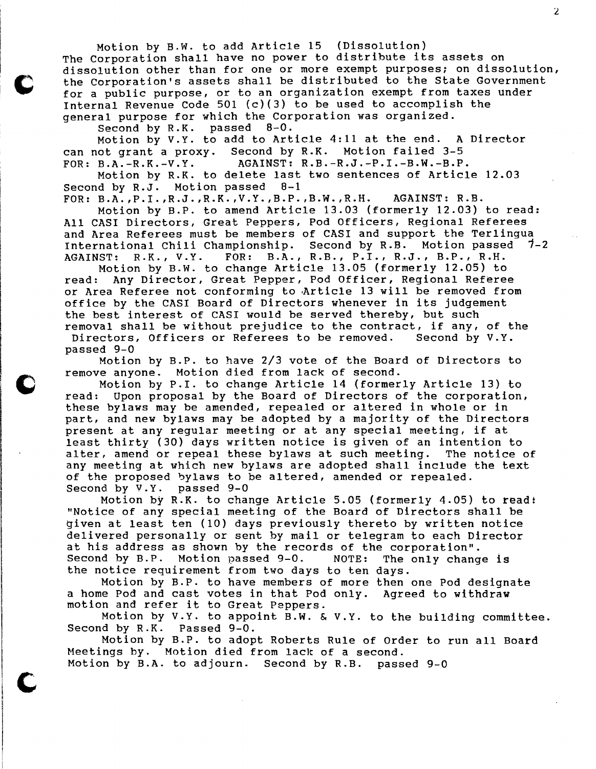Motion by B.W. to add Article 15 (Dissolution) The Corporation shall have no power to distribute its assets on dissolution other than for one or more exempt purposes; on dissolution, the Corporation's assets shall be distributed to the State Government for a public purpose, or to an organization exempt from taxes under Internal Revenue Code 501 (c)(3) to be used to accomplish the general purpose for which the Corporation was organized.

Second by R.K. passed 8-0.

Motion by V.Y. to add to Article 4:11 at the end. A Director can not grant a proxy. Second by R.K. Motion failed 3-5
FOR: B.A.-R.K.-V.Y. AGAINST: R.B.-R.J.-P.I.-B.W.-B.P.

Motion by R.K. to delete last two sentences of Article 12.03 Second by R.J. Motion passed 8-1
FOR: B.A.,P.I.,R.J.,R.K.,V.Y.,B.P.,B.W.,R.H. AGAINST: R.B.

Motion by B.P. to amend Article 13.03 (formerly 12.03) to read: All CASI Directors, Great Peppers, Pod Officers, Regional Referees and Area Referees must be members of CASI and support the Terlingua International Chili Championship. Second by R.B. Motion passed 7-2
AGAINST: R.K., V.Y. FOR: B.A., R.B., P.I., R.J., B.P., R.H.

Motion by B.W. to change Article 13.05 (formerly 12.05) to read: Any Director, Great Pepper, Pod Officer, Regional Referee or Area Referee not conforming to Article 13 will be removed from office by the CASI Board of Directors whenever in its judgement the best interest of CASI would be served thereby, but such removal shall be without prejudice to the contract, if any, of the Directors, Officers or Referees to be removed. Second by V.Y. passed 9-0

Motion by B.P. to have 2/3 vote of the Board of Directors to remove anyone. Motion died from lack of second.

Motion by P.I. to change Article 14 (formerly Article 13) to read: Upon proposal by the Board of Directors of the corporation, these bylaws may be amended, repealed or altered in whole or in part, and new bylaws may be adopted by a majority of the Directors present at any regular meeting or at any special meeting, if at least thirty (30) days written notice is given of an intention to alter, amend or repeal these bylaws at such meeting. The notice of any meeting at which new bylaws are adopted shall include the text of the proposed bylaws to be altered, amended or repealed.
Second by V.Y. passed 9-0

Motion by R.K. to change Article 5.05 (formerly 4.05) to read: "Notice of any special meeting of the Board of Directors shall be given at least ten (10) days previously thereto by written notice delivered personally or sent by mail or telegram to each Director at his address as shown by the records of the corporation".
Second by B.P. Motion passed 9-0. NOTE: The only change is the notice requirement from two days to ten days.

Motion by B.P. to have members of more then one Pod designate a home Pod and cast votes in that Pod only. Agreed to withdraw motion and refer it to Great Peppers.

Motion by V.Y. to appoint B.W. & V.Y. to the building committee. Second by R.K. Passed 9-0.

Motion by B.P. to adopt Roberts Rule of Order to run all Board Meetings by. Motion died from lack of a second.

Motion by B.A. to adjourn. Second by R.B. passed 9-0